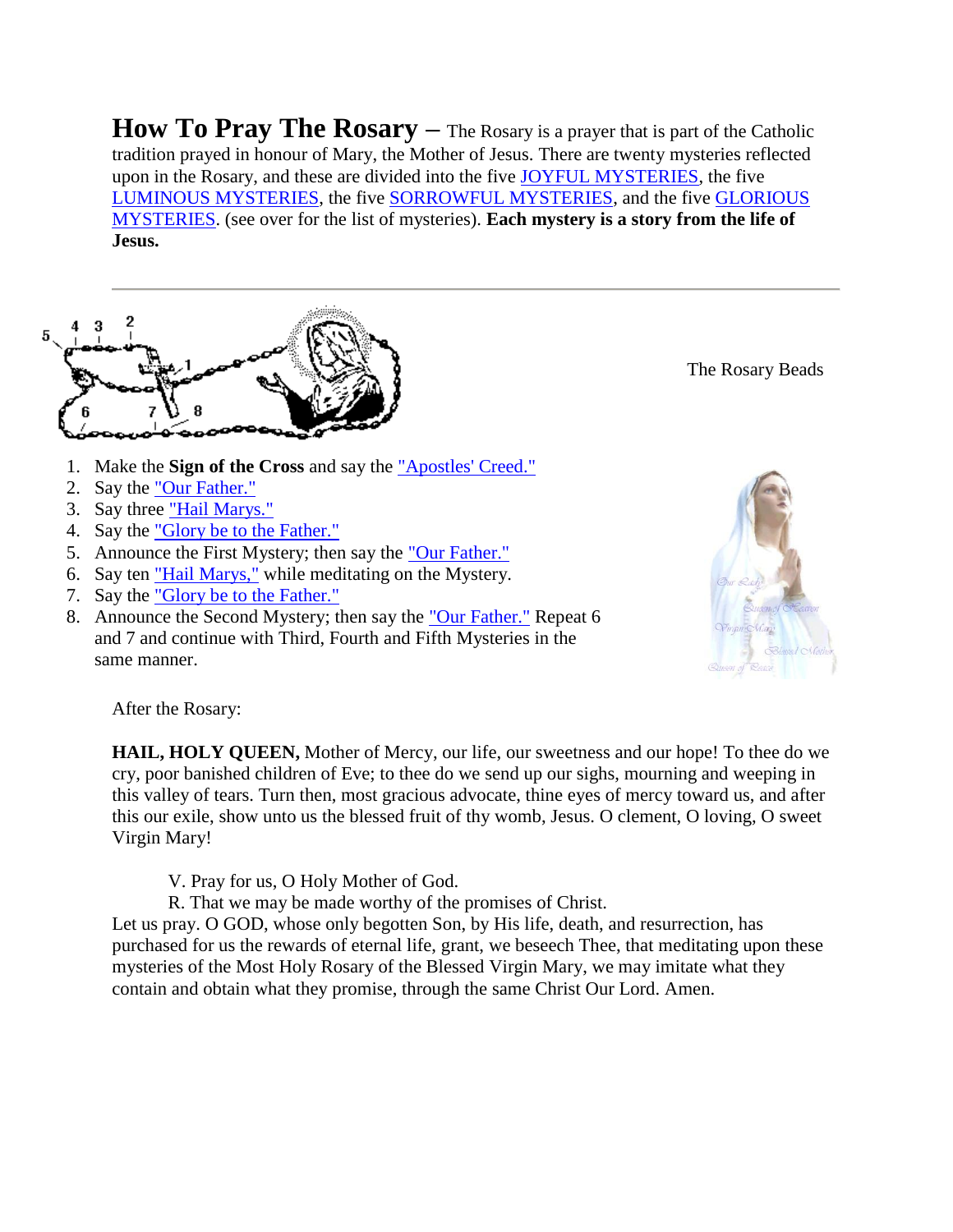# How To Pray The Rosary – The Rosary is a prayer that is part of the Catholic tradition prayed in honour of Mary, the Mother of Jesus. There are twenty mysteries reflected upon in the Rosary, and these are divided into the five JOYFUL MYSTERIES, the five LUMINOUS MYSTERIES, the five SORROWFUL MYSTERIES, and the five GLORIOUS MYSTERIES. (see over for the list of mysteries). **Each mystery is a story from the life of Jesus.**

---

The Rosary Beads

1. Make the **Sign of the Cross** and say the "Apostles' Creed."
2. Say the "Our Father."
3. Say three "Hail Marys."
4. Say the "Glory be to the Father."
5. Announce the First Mystery; then say the "Our Father."
6. Say ten "Hail Marys," while meditating on the Mystery.
7. Say the "Glory be to the Father."
8. Announce the Second Mystery; then say the "Our Father." Repeat 6 and 7 and continue with Third, Fourth and Fifth Mysteries in the same manner.

After the Rosary:

**HAIL, HOLY QUEEN,** Mother of Mercy, our life, our sweetness and our hope! To thee do we cry, poor banished children of Eve; to thee do we send up our sighs, mourning and weeping in this valley of tears. Turn then, most gracious advocate, thine eyes of mercy toward us, and after this our exile, show unto us the blessed fruit of thy womb, Jesus. O clement, O loving, O sweet Virgin Mary!

V. Pray for us, O Holy Mother of God.
R. That we may be made worthy of the promises of Christ.

Let us pray. O GOD, whose only begotten Son, by His life, death, and resurrection, has purchased for us the rewards of eternal life, grant, we beseech Thee, that meditating upon these mysteries of the Most Holy Rosary of the Blessed Virgin Mary, we may imitate what they contain and obtain what they promise, through the same Christ Our Lord. Amen.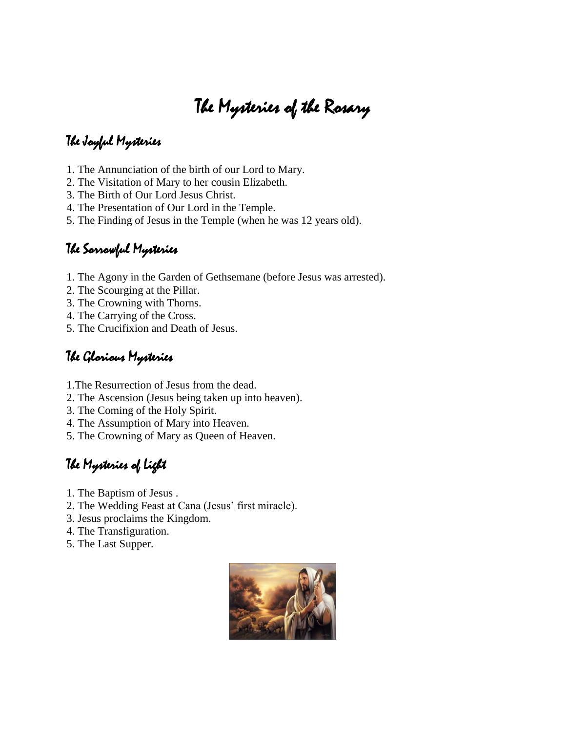# The Mysteries of the Rosary

## The Joyful Mysteries

1. The Annunciation of the birth of our Lord to Mary.
2. The Visitation of Mary to her cousin Elizabeth.
3. The Birth of Our Lord Jesus Christ.
4. The Presentation of Our Lord in the Temple.
5. The Finding of Jesus in the Temple (when he was 12 years old).

## The Sorrowful Mysteries

1. The Agony in the Garden of Gethsemane (before Jesus was arrested).
2. The Scourging at the Pillar.
3. The Crowning with Thorns.
4. The Carrying of the Cross.
5. The Crucifixion and Death of Jesus.

## The Glorious Mysteries

1. The Resurrection of Jesus from the dead.
2. The Ascension (Jesus being taken up into heaven).
3. The Coming of the Holy Spirit.
4. The Assumption of Mary into Heaven.
5. The Crowning of Mary as Queen of Heaven.

## The Mysteries of Light

1. The Baptism of Jesus .
2. The Wedding Feast at Cana (Jesus' first miracle).
3. Jesus proclaims the Kingdom.
4. The Transfiguration.
5. The Last Supper.